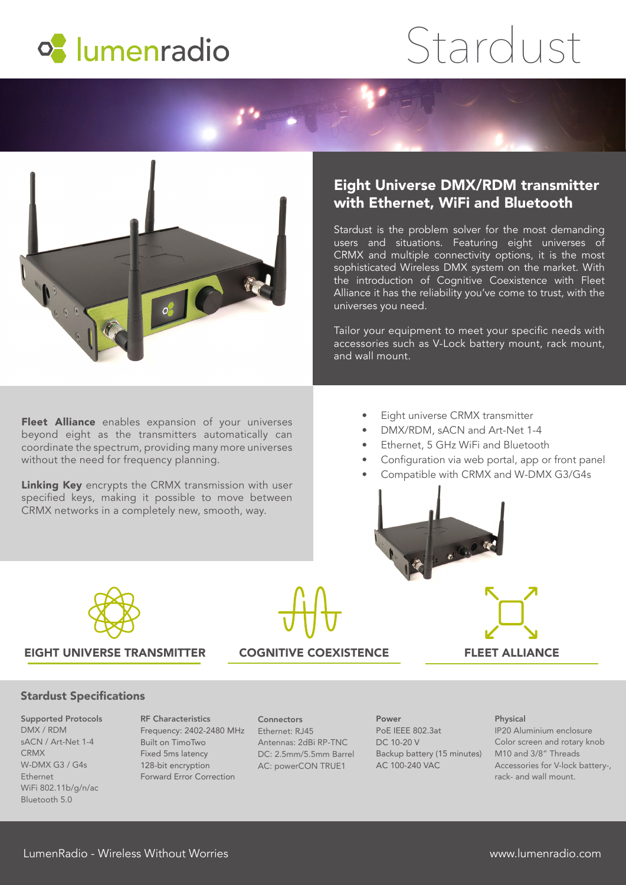lumenradio

# Stardust

## Eight Universe DMX/RDM transmitter with Ethernet, WiFi and Bluetooth

Stardust is the problem solver for the most demanding users and situations. Featuring eight universes of CRMX and multiple connectivity options, it is the most sophisticated Wireless DMX system on the market. With the introduction of Cognitive Coexistence with Fleet Alliance it has the reliability you've come to trust, with the universes you need.

Tailor your equipment to meet your specific needs with accessories such as V-Lock battery mount, rack mount, and wall mount.

**Fleet Alliance** enables expansion of your universes beyond eight as the transmitters automatically can coordinate the spectrum, providing many more universes without the need for frequency planning.

**Linking Key** encrypts the CRMX transmission with user specified keys, making it possible to move between CRMX networks in a completely new, smooth, way.

- Eight universe CRMX transmitter
- DMX/RDM, sACN and Art-Net 1-4
- Ethernet, 5 GHz WiFi and Bluetooth
- Configuration via web portal, app or front panel
- Compatible with CRMX and W-DMX G3/G4s

**EIGHT UNIVERSE TRANSMITTER**

**COGNITIVE COEXISTENCE**

**FLEET ALLIANCE**

### Stardust Specifications

**Supported Protocols**
DMX / RDM
sACN / Art-Net 1-4
CRMX
W-DMX G3 / G4s
Ethernet
WiFi 802.11b/g/n/ac
Bluetooth 5.0

**RF Characteristics**
Frequency: 2402-2480 MHz
Built on TimoTwo
Fixed 5ms latency
128-bit encryption
Forward Error Correction

**Connectors**
Ethernet: RJ45
Antennas: 2dBi RP-TNC
DC: 2.5mm/5.5mm Barrel
AC: powerCON TRUE1

**Power**
PoE IEEE 802.3at
DC 10-20 V
Backup battery (15 minutes)
AC 100-240 VAC

**Physical**
IP20 Aluminium enclosure
Color screen and rotary knob
M10 and 3/8" Threads
Accessories for V-lock battery-, rack- and wall mount.

LumenRadio - Wireless Without Worries

www.lumenradio.com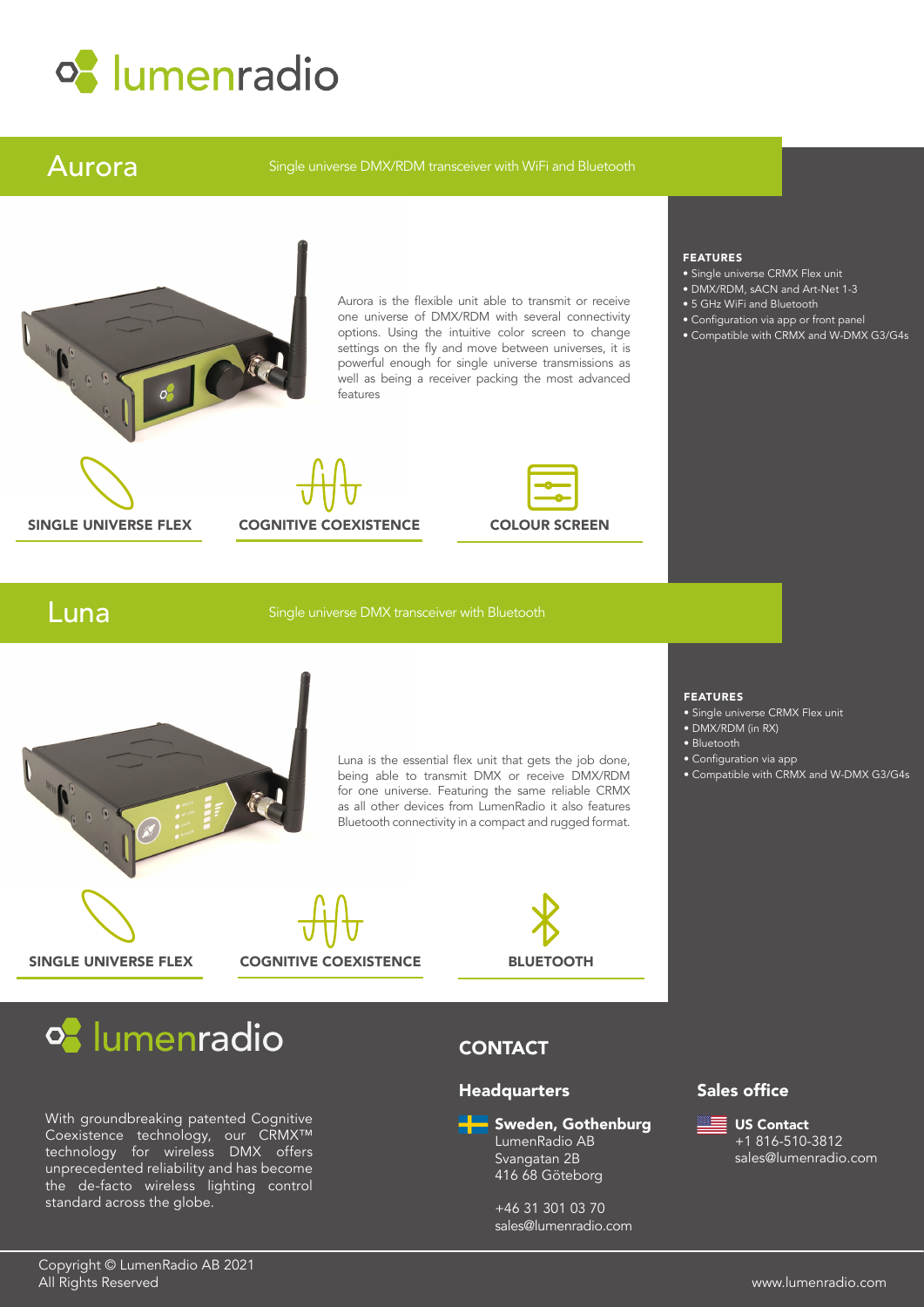# lumenradio

## Aurora

Single universe DMX/RDM transceiver with WiFi and Bluetooth

Aurora is the flexible unit able to transmit or receive one universe of DMX/RDM with several connectivity options. Using the intuitive color screen to change settings on the fly and move between universes, it is powerful enough for single universe transmissions as well as being a receiver packing the most advanced features

**FEATURES**

- Single universe CRMX Flex unit
- DMX/RDM, sACN and Art-Net 1-3
- 5 GHz WiFi and Bluetooth
- Configuration via app or front panel
- Compatible with CRMX and W-DMX G3/G4s

**SINGLE UNIVERSE FLEX** | **COGNITIVE COEXISTENCE** | **COLOUR SCREEN**

## Luna

Single universe DMX transceiver with Bluetooth

Luna is the essential flex unit that gets the job done, being able to transmit DMX or receive DMX/RDM for one universe. Featuring the same reliable CRMX as all other devices from LumenRadio it also features Bluetooth connectivity in a compact and rugged format.

**FEATURES**

- Single universe CRMX Flex unit
- DMX/RDM (in RX)
- Bluetooth
- Configuration via app
- Compatible with CRMX and W-DMX G3/G4s

**SINGLE UNIVERSE FLEX** | **COGNITIVE COEXISTENCE** | **BLUETOOTH**

# lumenradio

With groundbreaking patented Cognitive Coexistence technology, our CRMX™ technology for wireless DMX offers unprecedented reliability and has become the de-facto wireless lighting control standard across the globe.

## CONTACT

### Headquarters

**Sweden, Gothenburg**
LumenRadio AB
Svangatan 2B
416 68 Göteborg

+46 31 301 03 70
sales@lumenradio.com

### Sales office

**US Contact**
+1 816-510-3812
sales@lumenradio.com

Copyright © LumenRadio AB 2021
All Rights Reserved

www.lumenradio.com